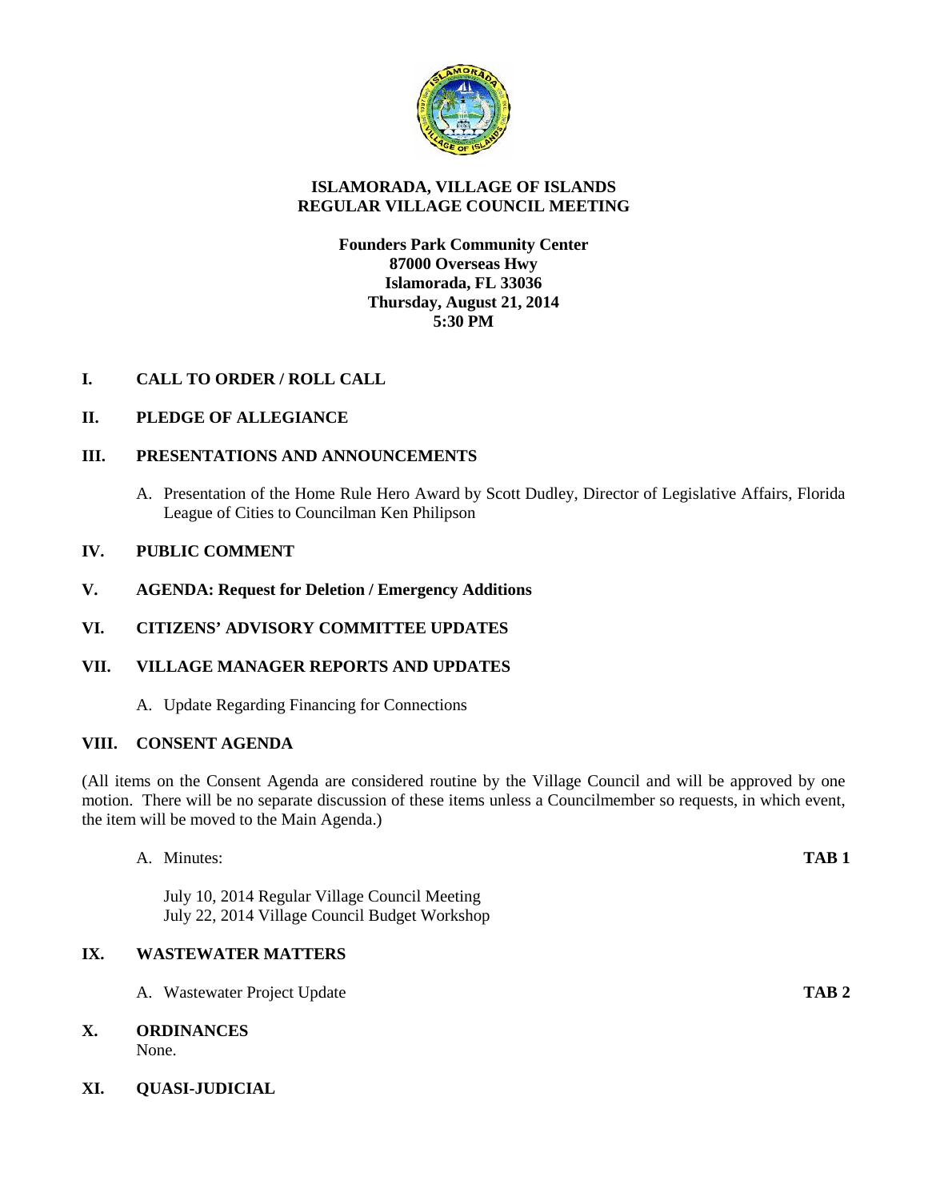# ISLAMORADA, VILLAGE OF ISLANDS
# REGULAR VILLAGE COUNCIL MEETING

**Founders Park Community Center**
**87000 Overseas Hwy**
**Islamorada, FL 33036**
**Thursday, August 21, 2014**
**5:30 PM**

## I. CALL TO ORDER / ROLL CALL

## II. PLEDGE OF ALLEGIANCE

## III. PRESENTATIONS AND ANNOUNCEMENTS

A. Presentation of the Home Rule Hero Award by Scott Dudley, Director of Legislative Affairs, Florida League of Cities to Councilman Ken Philipson

## IV. PUBLIC COMMENT

## V. AGENDA: Request for Deletion / Emergency Additions

## VI. CITIZENS' ADVISORY COMMITTEE UPDATES

## VII. VILLAGE MANAGER REPORTS AND UPDATES

A. Update Regarding Financing for Connections

## VIII. CONSENT AGENDA

(All items on the Consent Agenda are considered routine by the Village Council and will be approved by one motion. There will be no separate discussion of these items unless a Councilmember so requests, in which event, the item will be moved to the Main Agenda.)

A. Minutes: **TAB 1**

July 10, 2014 Regular Village Council Meeting
July 22, 2014 Village Council Budget Workshop

## IX. WASTEWATER MATTERS

A. Wastewater Project Update **TAB 2**

## X. ORDINANCES

None.

## XI. QUASI-JUDICIAL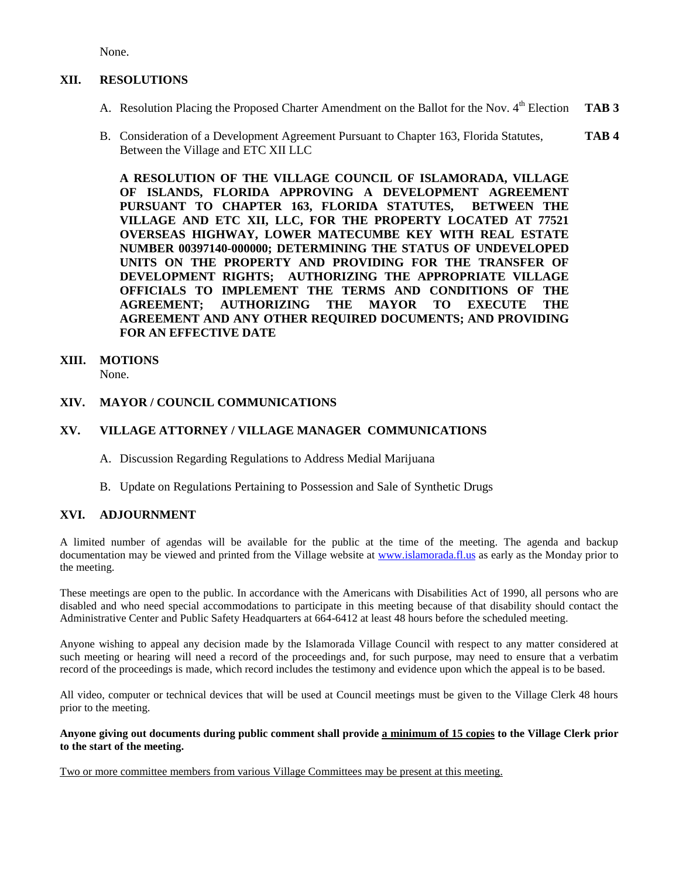None.

## XII. RESOLUTIONS

A. Resolution Placing the Proposed Charter Amendment on the Ballot for the Nov. 4th Election **TAB 3**

B. Consideration of a Development Agreement Pursuant to Chapter 163, Florida Statutes, Between the Village and ETC XII LLC **TAB 4**

**A RESOLUTION OF THE VILLAGE COUNCIL OF ISLAMORADA, VILLAGE OF ISLANDS, FLORIDA APPROVING A DEVELOPMENT AGREEMENT PURSUANT TO CHAPTER 163, FLORIDA STATUTES, BETWEEN THE VILLAGE AND ETC XII, LLC, FOR THE PROPERTY LOCATED AT 77521 OVERSEAS HIGHWAY, LOWER MATECUMBE KEY WITH REAL ESTATE NUMBER 00397140-000000; DETERMINING THE STATUS OF UNDEVELOPED UNITS ON THE PROPERTY AND PROVIDING FOR THE TRANSFER OF DEVELOPMENT RIGHTS; AUTHORIZING THE APPROPRIATE VILLAGE OFFICIALS TO IMPLEMENT THE TERMS AND CONDITIONS OF THE AGREEMENT; AUTHORIZING THE MAYOR TO EXECUTE THE AGREEMENT AND ANY OTHER REQUIRED DOCUMENTS; AND PROVIDING FOR AN EFFECTIVE DATE**

## XIII. MOTIONS

None.

## XIV. MAYOR / COUNCIL COMMUNICATIONS

## XV. VILLAGE ATTORNEY / VILLAGE MANAGER COMMUNICATIONS

A. Discussion Regarding Regulations to Address Medial Marijuana

B. Update on Regulations Pertaining to Possession and Sale of Synthetic Drugs

## XVI. ADJOURNMENT

A limited number of agendas will be available for the public at the time of the meeting. The agenda and backup documentation may be viewed and printed from the Village website at www.islamorada.fl.us as early as the Monday prior to the meeting.

These meetings are open to the public. In accordance with the Americans with Disabilities Act of 1990, all persons who are disabled and who need special accommodations to participate in this meeting because of that disability should contact the Administrative Center and Public Safety Headquarters at 664-6412 at least 48 hours before the scheduled meeting.

Anyone wishing to appeal any decision made by the Islamorada Village Council with respect to any matter considered at such meeting or hearing will need a record of the proceedings and, for such purpose, may need to ensure that a verbatim record of the proceedings is made, which record includes the testimony and evidence upon which the appeal is to be based.

All video, computer or technical devices that will be used at Council meetings must be given to the Village Clerk 48 hours prior to the meeting.

**Anyone giving out documents during public comment shall provide <u>a minimum of 15 copies</u> to the Village Clerk prior to the start of the meeting.**

<u>Two or more committee members from various Village Committees may be present at this meeting.</u>